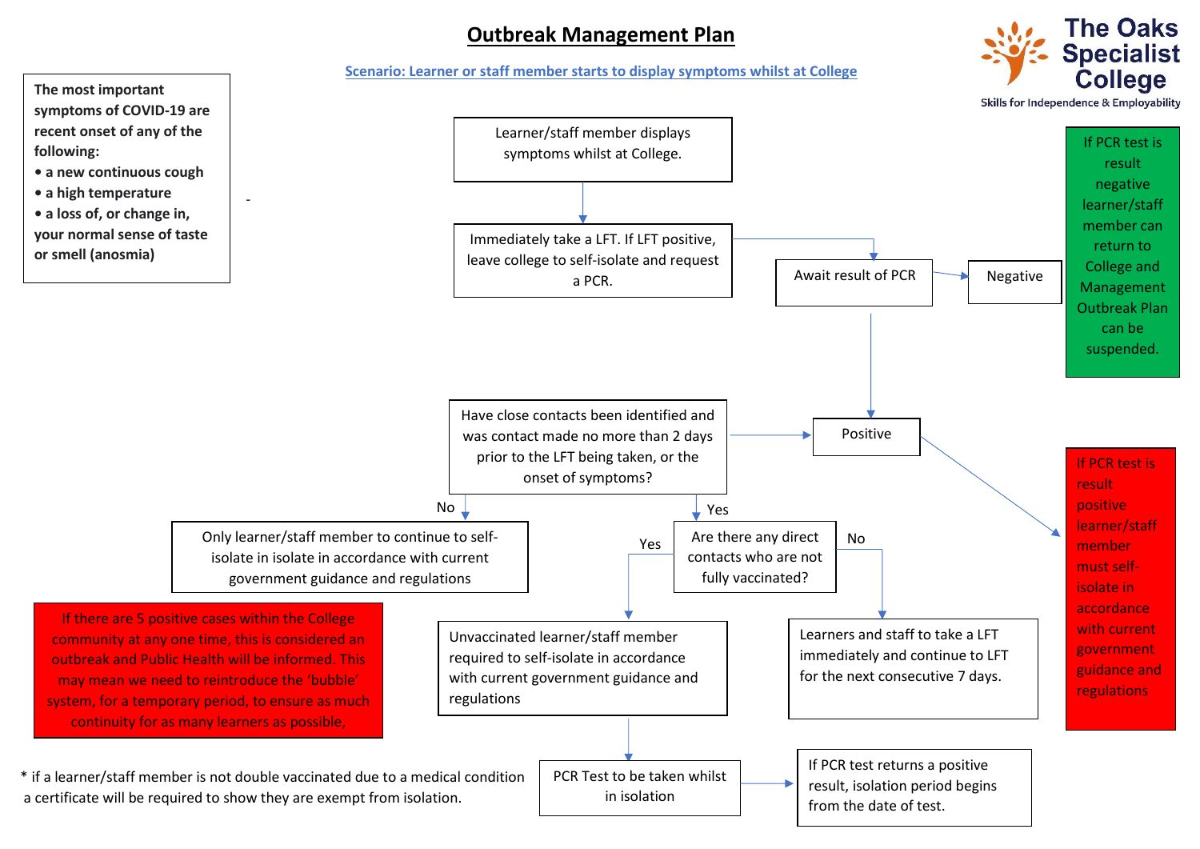# Outbreak Management Plan

The Oaks Specialist College
Skills for Independence & Employability

**Scenario: Learner or staff member starts to display symptoms whilst at College**

**The most important symptoms of COVID-19 are recent onset of any of the following:**

- **a new continuous cough**
- **a high temperature**
- **a loss of, or change in, your normal sense of taste or smell (anosmia)**

-

Learner/staff member displays symptoms whilst at College.

Immediately take a LFT. If LFT positive, leave college to self-isolate and request a PCR.

Await result of PCR

Negative

If PCR test is result negative learner/staff member can return to College and Management Outbreak Plan can be suspended.

Positive

If PCR test is result positive learner/staff member must self-isolate in accordance with current government guidance and regulations

Have close contacts been identified and was contact made no more than 2 days prior to the LFT being taken, or the onset of symptoms?

No

Only learner/staff member to continue to self-isolate in isolate in accordance with current government guidance and regulations

Yes

Are there any direct contacts who are not fully vaccinated?

Yes

Unvaccinated learner/staff member required to self-isolate in accordance with current government guidance and regulations

PCR Test to be taken whilst in isolation

If PCR test returns a positive result, isolation period begins from the date of test.

No

Learners and staff to take a LFT immediately and continue to LFT for the next consecutive 7 days.

If there are 5 positive cases within the College community at any one time, this is considered an outbreak and Public Health will be informed. This may mean we need to reintroduce the 'bubble' system, for a temporary period, to ensure as much continuity for as many learners as possible,

* if a learner/staff member is not double vaccinated due to a medical condition a certificate will be required to show they are exempt from isolation.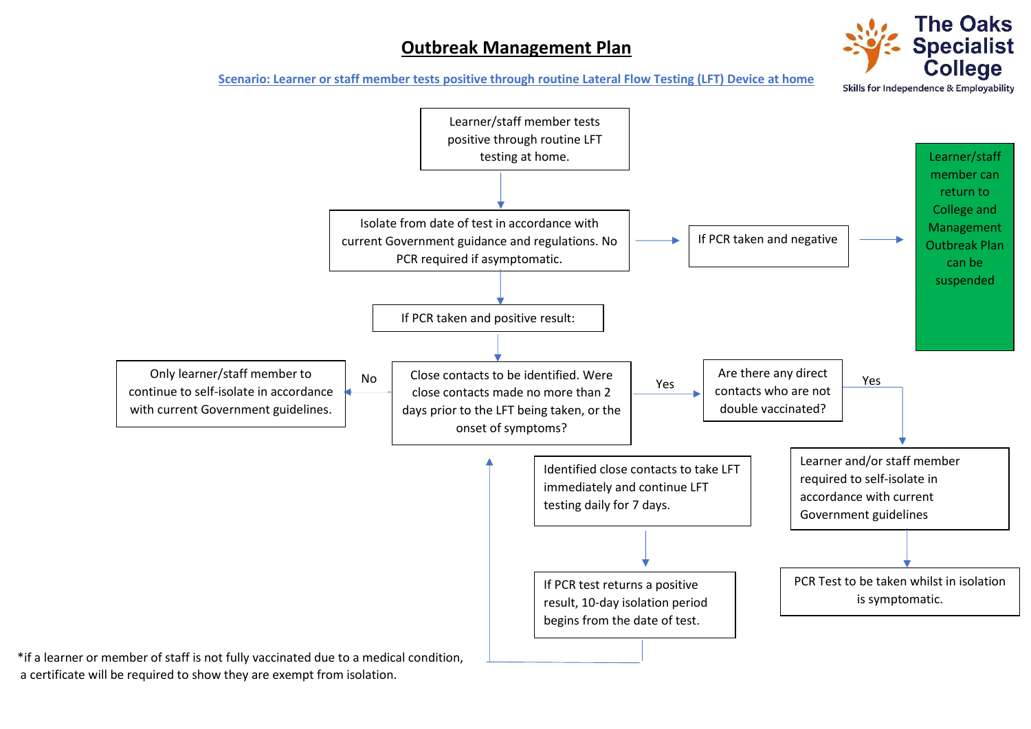# Outbreak Management Plan

The Oaks Specialist College
Skills for Independence & Employability

**Scenario: Learner or staff member tests positive through routine Lateral Flow Testing (LFT) Device at home**

Learner/staff member tests positive through routine LFT testing at home.

Isolate from date of test in accordance with current Government guidance and regulations. No PCR required if asymptomatic.

If PCR taken and negative

Learner/staff member can return to College and Management Outbreak Plan can be suspended

If PCR taken and positive result:

Close contacts to be identified. Were close contacts made no more than 2 days prior to the LFT being taken, or the onset of symptoms?

No

Only learner/staff member to continue to self-isolate in accordance with current Government guidelines.

Yes

Are there any direct contacts who are not double vaccinated?

Yes

Learner and/or staff member required to self-isolate in accordance with current Government guidelines

PCR Test to be taken whilst in isolation is symptomatic.

Identified close contacts to take LFT immediately and continue LFT testing daily for 7 days.

If PCR test returns a positive result, 10-day isolation period begins from the date of test.

*if a learner or member of staff is not fully vaccinated due to a medical condition, a certificate will be required to show they are exempt from isolation.